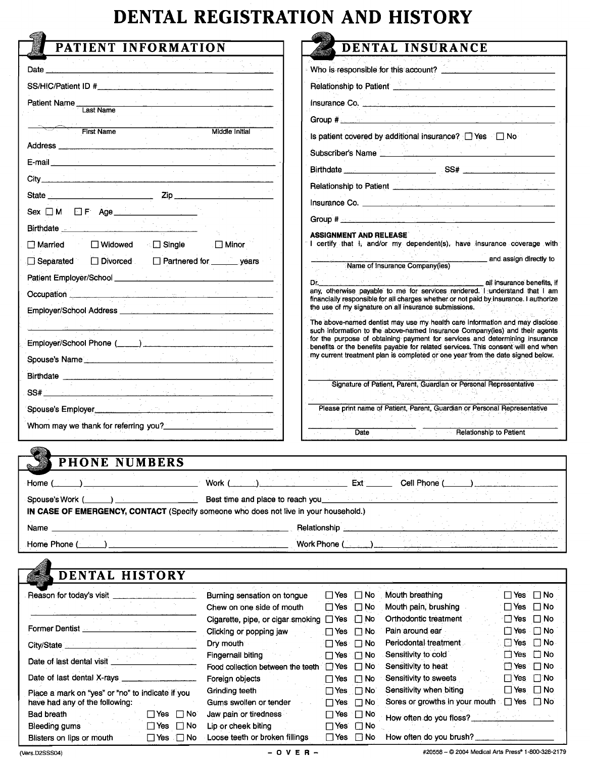# DENTAL REGISTRATION AND HISTORY

## 1 PATIENT INFORMATION

Date ______________________________

SS/HIC/Patient ID # ______________________________

Patient Name ______________________________
Last Name

______________________________
First Name Middle Initial

Address ______________________________

E-mail ______________________________

City ______________________________

State ______________ Zip ______________

Sex ☐ M ☐ F Age ______________

Birthdate ______________

☐ Married ☐ Widowed ☐ Single ☐ Minor

☐ Separated ☐ Divorced ☐ Partnered for ______ years

Patient Employer/School ______________________________

Occupation ______________________________

Employer/School Address ______________________________

______________________________

Employer/School Phone (_____) ______________________________

Spouse's Name ______________________________

Birthdate ______________________________

SS# ______________________________

Spouse's Employer ______________________________

Whom may we thank for referring you? ______________________________

## 2 DENTAL INSURANCE

Who is responsible for this account? ______________________________

Relationship to Patient ______________________________

Insurance Co. ______________________________

Group # ______________________________

Is patient covered by additional insurance? ☐ Yes ☐ No

Subscriber's Name ______________________________

Birthdate ______________ SS# ______________

Relationship to Patient ______________________________

Insurance Co. ______________________________

Group # ______________________________

**ASSIGNMENT AND RELEASE**

I certify that I, and/or my dependent(s), have insurance coverage with ______________________________ and assign directly to
Name of Insurance Company(ies)

Dr. ______________________________ all insurance benefits, if any, otherwise payable to me for services rendered. I understand that I am financially responsible for all charges whether or not paid by insurance. I authorize the use of my signature on all insurance submissions.

The above-named dentist may use my health care information and may disclose such information to the above-named Insurance Company(ies) and their agents for the purpose of obtaining payment for services and determining insurance benefits or the benefits payable for related services. This consent will end when my current treatment plan is completed or one year from the date signed below.

______________________________
Signature of Patient, Parent, Guardian or Personal Representative

______________________________
Please print name of Patient, Parent, Guardian or Personal Representative

______________ ______________
Date Relationship to Patient

## 3 PHONE NUMBERS

Home (______) ______________ Work (______) ______________ Ext ______ Cell Phone (______) ______________

Spouse's Work (______) ______________ Best time and place to reach you ______________________________

**IN CASE OF EMERGENCY, CONTACT** (Specify someone who does not live in your household.)

Name ______________________________ Relationship ______________________________

Home Phone (______) ______________________________ Work Phone (______) ______________________________

## 4 DENTAL HISTORY

Reason for today's visit ______________________________

______________________________

Former Dentist ______________________________

City/State ______________________________

Date of last dental visit ______________________________

Date of last dental X-rays ______________________________

Place a mark on "yes" or "no" to indicate if you have had any of the following:

| Condition | Yes | No |
|---|---|---|
| Bad breath | ☐ Yes | ☐ No |
| Bleeding gums | ☐ Yes | ☐ No |
| Blisters on lips or mouth | ☐ Yes | ☐ No |
| Burning sensation on tongue | ☐ Yes | ☐ No |
| Chew on one side of mouth | ☐ Yes | ☐ No |
| Cigarette, pipe, or cigar smoking | ☐ Yes | ☐ No |
| Clicking or popping jaw | ☐ Yes | ☐ No |
| Dry mouth | ☐ Yes | ☐ No |
| Fingernail biting | ☐ Yes | ☐ No |
| Food collection between the teeth | ☐ Yes | ☐ No |
| Foreign objects | ☐ Yes | ☐ No |
| Grinding teeth | ☐ Yes | ☐ No |
| Gums swollen or tender | ☐ Yes | ☐ No |
| Jaw pain or tiredness | ☐ Yes | ☐ No |
| Lip or cheek biting | ☐ Yes | ☐ No |
| Loose teeth or broken fillings | ☐ Yes | ☐ No |
| Mouth breathing | ☐ Yes | ☐ No |
| Mouth pain, brushing | ☐ Yes | ☐ No |
| Orthodontic treatment | ☐ Yes | ☐ No |
| Pain around ear | ☐ Yes | ☐ No |
| Periodontal treatment | ☐ Yes | ☐ No |
| Sensitivity to cold | ☐ Yes | ☐ No |
| Sensitivity to heat | ☐ Yes | ☐ No |
| Sensitivity to sweets | ☐ Yes | ☐ No |
| Sensitivity when biting | ☐ Yes | ☐ No |
| Sores or growths in your mouth | ☐ Yes | ☐ No |

How often do you floss? ______________________________

How often do you brush? ______________________________

(Vers.D2SSS04) – O V E R – #20558 – © 2004 Medical Arts Press® 1-800-328-2179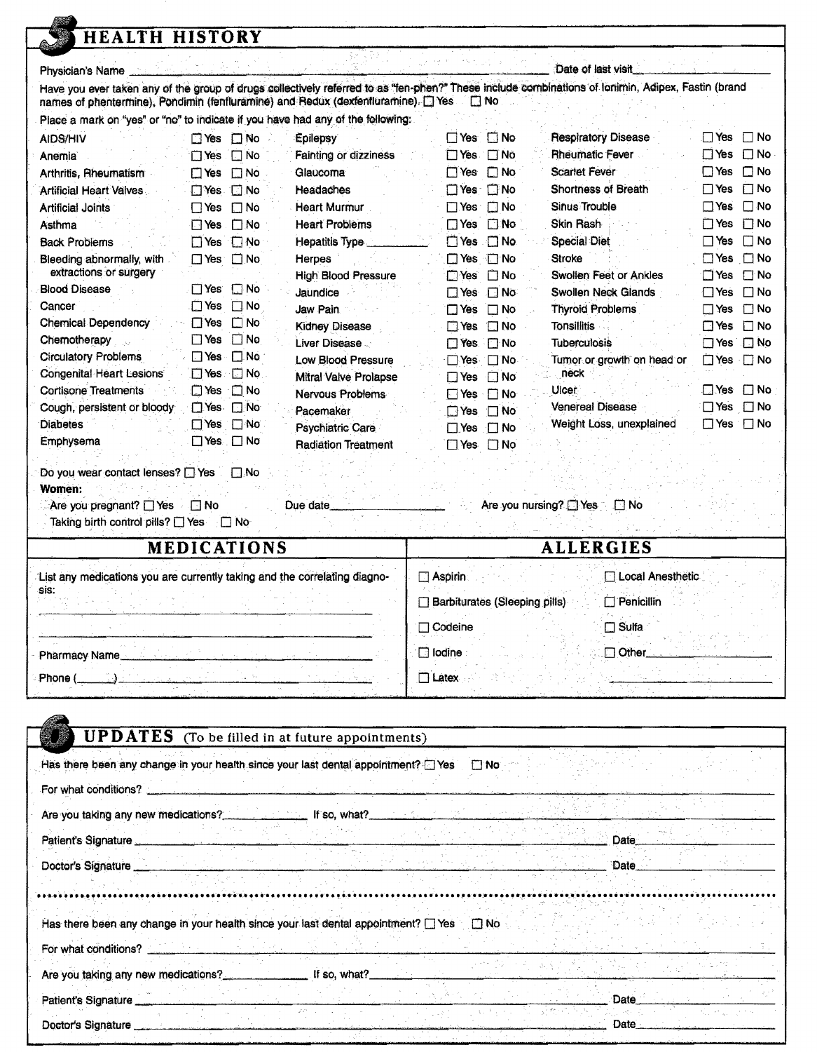## 5 HEALTH HISTORY

Physician's Name ______________________________ Date of last visit__________

Have you ever taken any of the group of drugs collectively referred to as "fen-phen?" These include combinations of Ionimin, Adipex, Fastin (brand names of phentermine), Pondimin (fenfluramine) and Redux (dexfenfluramine). ☐ Yes ☐ No

Place a mark on "yes" or "no" to indicate if you have had any of the following:

| | | | | | | | | |
|---|---|---|---|---|---|---|---|---|
| AIDS/HIV | ☐ Yes | ☐ No | Epilepsy | ☐ Yes | ☐ No | Respiratory Disease | ☐ Yes | ☐ No |
| Anemia | ☐ Yes | ☐ No | Fainting or dizziness | ☐ Yes | ☐ No | Rheumatic Fever | ☐ Yes | ☐ No |
| Arthritis, Rheumatism | ☐ Yes | ☐ No | Glaucoma | ☐ Yes | ☐ No | Scarlet Fever | ☐ Yes | ☐ No |
| Artificial Heart Valves | ☐ Yes | ☐ No | Headaches | ☐ Yes | ☐ No | Shortness of Breath | ☐ Yes | ☐ No |
| Artificial Joints | ☐ Yes | ☐ No | Heart Murmur | ☐ Yes | ☐ No | Sinus Trouble | ☐ Yes | ☐ No |
| Asthma | ☐ Yes | ☐ No | Heart Problems | ☐ Yes | ☐ No | Skin Rash | ☐ Yes | ☐ No |
| Back Problems | ☐ Yes | ☐ No | Hepatitis Type ________ | ☐ Yes | ☐ No | Special Diet | ☐ Yes | ☐ No |
| Bleeding abnormally, with extractions or surgery | ☐ Yes | ☐ No | Herpes | ☐ Yes | ☐ No | Stroke | ☐ Yes | ☐ No |
| | | | High Blood Pressure | ☐ Yes | ☐ No | Swollen Feet or Ankles | ☐ Yes | ☐ No |
| Blood Disease | ☐ Yes | ☐ No | Jaundice | ☐ Yes | ☐ No | Swollen Neck Glands | ☐ Yes | ☐ No |
| Cancer | ☐ Yes | ☐ No | Jaw Pain | ☐ Yes | ☐ No | Thyroid Problems | ☐ Yes | ☐ No |
| Chemical Dependency | ☐ Yes | ☐ No | Kidney Disease | ☐ Yes | ☐ No | Tonsillitis | ☐ Yes | ☐ No |
| Chemotherapy | ☐ Yes | ☐ No | Liver Disease | ☐ Yes | ☐ No | Tuberculosis | ☐ Yes | ☐ No |
| Circulatory Problems | ☐ Yes | ☐ No | Low Blood Pressure | ☐ Yes | ☐ No | Tumor or growth on head or neck | ☐ Yes | ☐ No |
| Congenital Heart Lesions | ☐ Yes | ☐ No | Mitral Valve Prolapse | ☐ Yes | ☐ No | | | |
| Cortisone Treatments | ☐ Yes | ☐ No | Nervous Problems | ☐ Yes | ☐ No | Ulcer | ☐ Yes | ☐ No |
| Cough, persistent or bloody | ☐ Yes | ☐ No | Pacemaker | ☐ Yes | ☐ No | Venereal Disease | ☐ Yes | ☐ No |
| Diabetes | ☐ Yes | ☐ No | Psychiatric Care | ☐ Yes | ☐ No | Weight Loss, unexplained | ☐ Yes | ☐ No |
| Emphysema | ☐ Yes | ☐ No | Radiation Treatment | ☐ Yes | ☐ No | | | |

Do you wear contact lenses? ☐ Yes ☐ No

**Women:**

Are you pregnant? ☐ Yes ☐ No Due date__________ Are you nursing? ☐ Yes ☐ No

Taking birth control pills? ☐ Yes ☐ No

### MEDICATIONS

List any medications you are currently taking and the correlating diagnosis:

______________________________

______________________________

Pharmacy Name______________________________

Phone (_____)______________________________

### ALLERGIES

☐ Aspirin

☐ Barbiturates (Sleeping pills)

☐ Codeine

☐ Iodine

☐ Latex

☐ Local Anesthetic

☐ Penicillin

☐ Sulfa

☐ Other______________________

______________________________

## 6 UPDATES (To be filled in at future appointments)

Has there been any change in your health since your last dental appointment? ☐ Yes ☐ No

For what conditions? ______________________________

Are you taking any new medications?__________ If so, what?______________________________

Patient's Signature ______________________________ Date__________

Doctor's Signature ______________________________ Date__________

Has there been any change in your health since your last dental appointment? ☐ Yes ☐ No

For what conditions? ______________________________

Are you taking any new medications?__________ If so, what?______________________________

Patient's Signature ______________________________ Date__________

Doctor's Signature ______________________________ Date__________